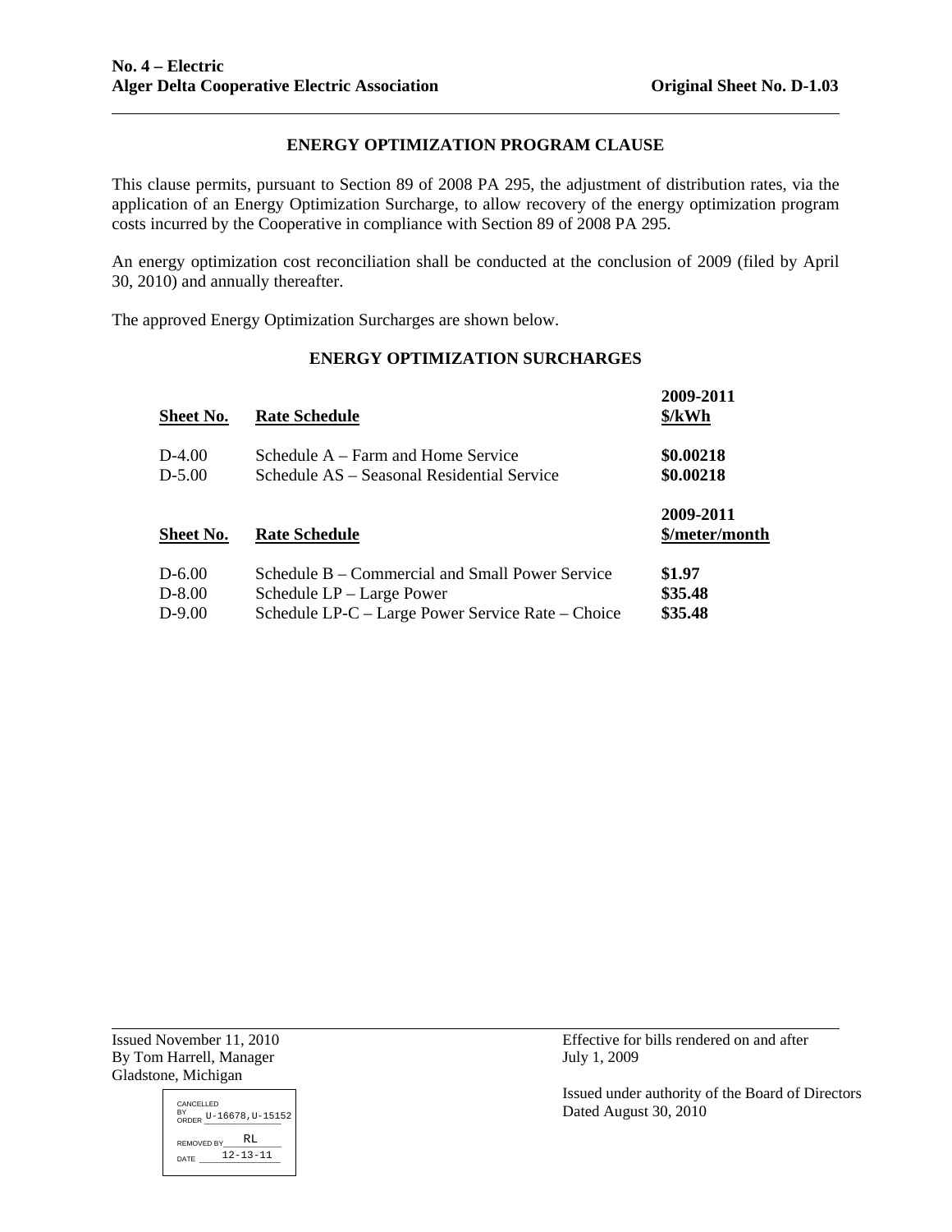**No. 4 – Electric**
**Alger Delta Cooperative Electric Association** **Original Sheet No. D-1.03**

## ENERGY OPTIMIZATION PROGRAM CLAUSE

This clause permits, pursuant to Section 89 of 2008 PA 295, the adjustment of distribution rates, via the application of an Energy Optimization Surcharge, to allow recovery of the energy optimization program costs incurred by the Cooperative in compliance with Section 89 of 2008 PA 295.

An energy optimization cost reconciliation shall be conducted at the conclusion of 2009 (filed by April 30, 2010) and annually thereafter.

The approved Energy Optimization Surcharges are shown below.

### ENERGY OPTIMIZATION SURCHARGES

| Sheet No. | Rate Schedule | 2009-2011 $/kWh |
|---|---|---|
| D-4.00 | Schedule A – Farm and Home Service | **$0.00218** |
| D-5.00 | Schedule AS – Seasonal Residential Service | **$0.00218** |

| Sheet No. | Rate Schedule | 2009-2011 $/meter/month |
|---|---|---|
| D-6.00 | Schedule B – Commercial and Small Power Service | **$1.97** |
| D-8.00 | Schedule LP – Large Power | **$35.48** |
| D-9.00 | Schedule LP-C – Large Power Service Rate – Choice | **$35.48** |

Issued November 11, 2010
By Tom Harrell, Manager
Gladstone, Michigan

Effective for bills rendered on and after
July 1, 2009

Issued under authority of the Board of Directors
Dated August 30, 2010

CANCELLED BY ORDER U-16678, U-15152
REMOVED BY RL
DATE 12-13-11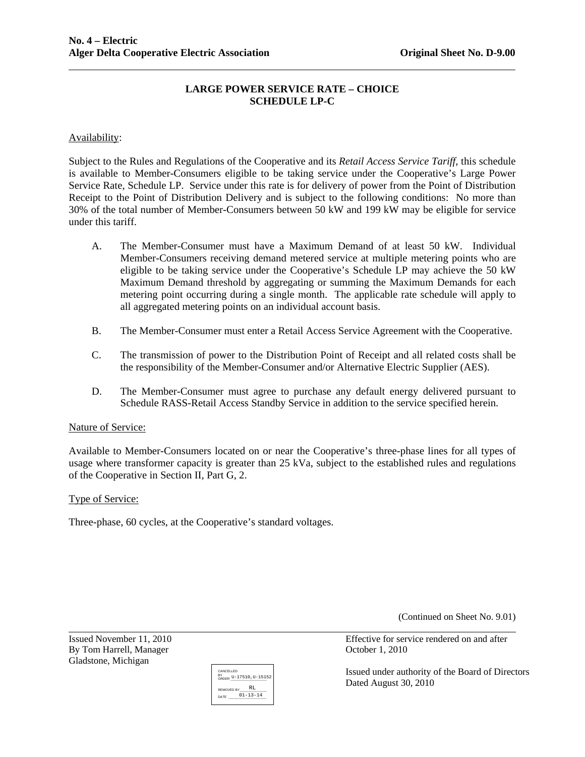# LARGE POWER SERVICE RATE – CHOICE
## SCHEDULE LP-C

Availability:

Subject to the Rules and Regulations of the Cooperative and its *Retail Access Service Tariff*, this schedule is available to Member-Consumers eligible to be taking service under the Cooperative's Large Power Service Rate, Schedule LP. Service under this rate is for delivery of power from the Point of Distribution Receipt to the Point of Distribution Delivery and is subject to the following conditions: No more than 30% of the total number of Member-Consumers between 50 kW and 199 kW may be eligible for service under this tariff.

A. The Member-Consumer must have a Maximum Demand of at least 50 kW. Individual Member-Consumers receiving demand metered service at multiple metering points who are eligible to be taking service under the Cooperative's Schedule LP may achieve the 50 kW Maximum Demand threshold by aggregating or summing the Maximum Demands for each metering point occurring during a single month. The applicable rate schedule will apply to all aggregated metering points on an individual account basis.

B. The Member-Consumer must enter a Retail Access Service Agreement with the Cooperative.

C. The transmission of power to the Distribution Point of Receipt and all related costs shall be the responsibility of the Member-Consumer and/or Alternative Electric Supplier (AES).

D. The Member-Consumer must agree to purchase any default energy delivered pursuant to Schedule RASS-Retail Access Standby Service in addition to the service specified herein.

Nature of Service:

Available to Member-Consumers located on or near the Cooperative's three-phase lines for all types of usage where transformer capacity is greater than 25 kVa, subject to the established rules and regulations of the Cooperative in Section II, Part G, 2.

Type of Service:

Three-phase, 60 cycles, at the Cooperative's standard voltages.

(Continued on Sheet No. 9.01)

Issued November 11, 2010
By Tom Harrell, Manager
Gladstone, Michigan

CANCELLED BY ORDER U-17510,U-15152
REMOVED BY RL
DATE 01-13-14

Effective for service rendered on and after October 1, 2010

Issued under authority of the Board of Directors
Dated August 30, 2010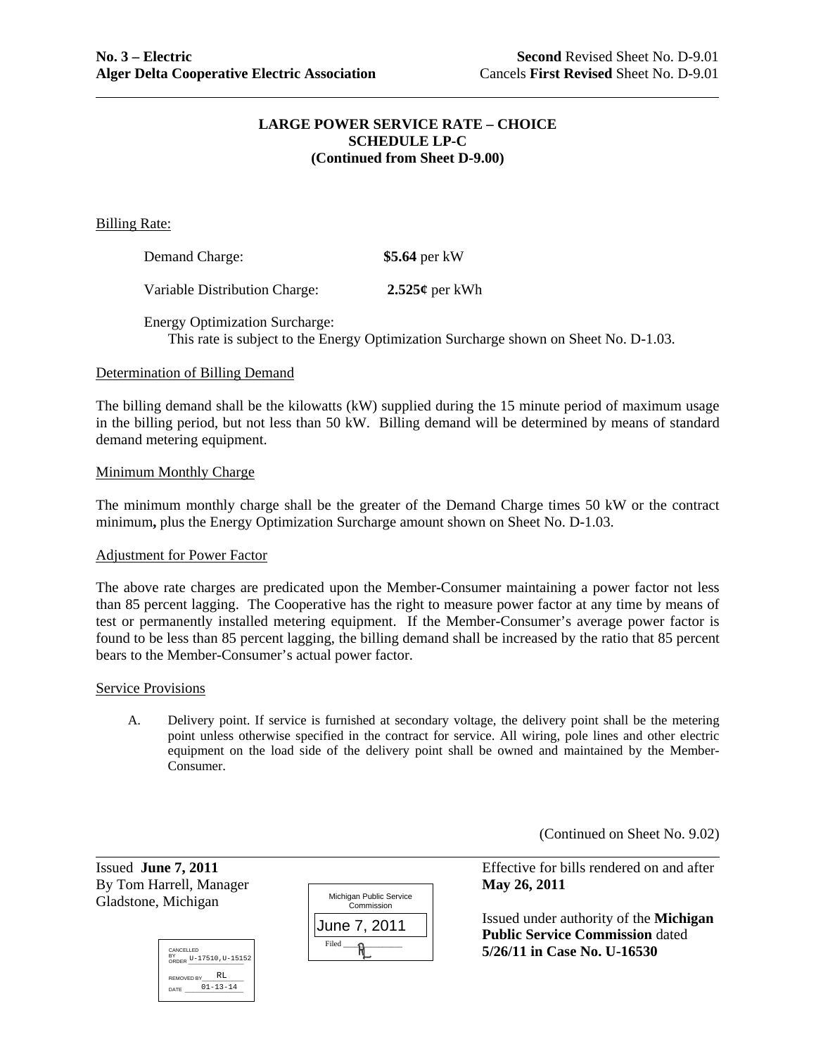**No. 3 – Electric** **Second** Revised Sheet No. D-9.01
**Alger Delta Cooperative Electric Association** Cancels **First Revised** Sheet No. D-9.01

## LARGE POWER SERVICE RATE – CHOICE
## SCHEDULE LP-C
## (Continued from Sheet D-9.00)

Billing Rate:

Demand Charge: **$5.64** per kW

Variable Distribution Charge: **2.525¢** per kWh

Energy Optimization Surcharge:
This rate is subject to the Energy Optimization Surcharge shown on Sheet No. D-1.03.

Determination of Billing Demand

The billing demand shall be the kilowatts (kW) supplied during the 15 minute period of maximum usage in the billing period, but not less than 50 kW. Billing demand will be determined by means of standard demand metering equipment.

Minimum Monthly Charge

The minimum monthly charge shall be the greater of the Demand Charge times 50 kW or the contract minimum**,** plus the Energy Optimization Surcharge amount shown on Sheet No. D-1.03.

Adjustment for Power Factor

The above rate charges are predicated upon the Member-Consumer maintaining a power factor not less than 85 percent lagging. The Cooperative has the right to measure power factor at any time by means of test or permanently installed metering equipment. If the Member-Consumer's average power factor is found to be less than 85 percent lagging, the billing demand shall be increased by the ratio that 85 percent bears to the Member-Consumer's actual power factor.

Service Provisions

A. Delivery point. If service is furnished at secondary voltage, the delivery point shall be the metering point unless otherwise specified in the contract for service. All wiring, pole lines and other electric equipment on the load side of the delivery point shall be owned and maintained by the Member-Consumer.

(Continued on Sheet No. 9.02)

Issued **June 7, 2011**
By Tom Harrell, Manager
Gladstone, Michigan

CANCELLED BY ORDER U-17510,U-15152
REMOVED BY RL
DATE 01-13-14

Michigan Public Service Commission
June 7, 2011
Filed RL

Effective for bills rendered on and after **May 26, 2011**

Issued under authority of the **Michigan Public Service Commission** dated **5/26/11 in Case No. U-16530**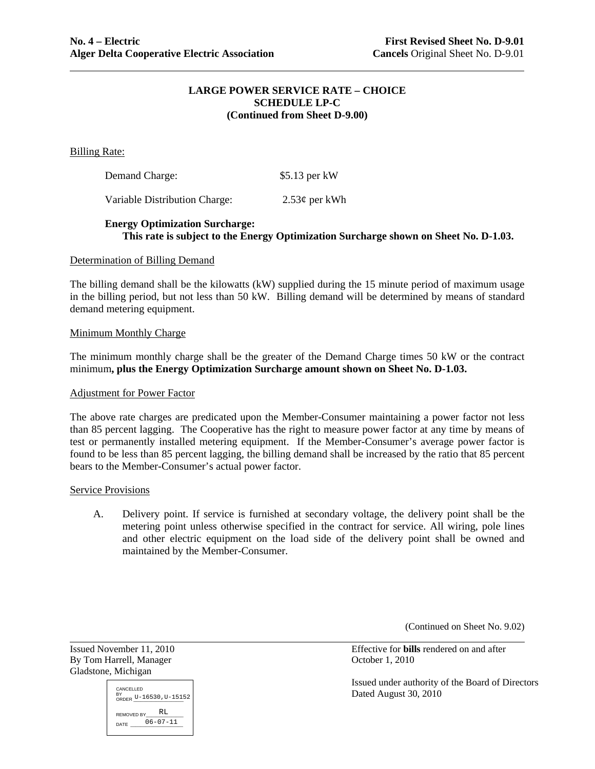**No. 4 – Electric** **First Revised Sheet No. D-9.01**
**Alger Delta Cooperative Electric Association** **Cancels** Original Sheet No. D-9.01

**LARGE POWER SERVICE RATE – CHOICE**
**SCHEDULE LP-C**
**(Continued from Sheet D-9.00)**

Billing Rate:

Demand Charge: $5.13 per kW

Variable Distribution Charge: 2.53¢ per kWh

**Energy Optimization Surcharge:**
**This rate is subject to the Energy Optimization Surcharge shown on Sheet No. D-1.03.**

Determination of Billing Demand

The billing demand shall be the kilowatts (kW) supplied during the 15 minute period of maximum usage in the billing period, but not less than 50 kW. Billing demand will be determined by means of standard demand metering equipment.

Minimum Monthly Charge

The minimum monthly charge shall be the greater of the Demand Charge times 50 kW or the contract minimum**, plus the Energy Optimization Surcharge amount shown on Sheet No. D-1.03.**

Adjustment for Power Factor

The above rate charges are predicated upon the Member-Consumer maintaining a power factor not less than 85 percent lagging. The Cooperative has the right to measure power factor at any time by means of test or permanently installed metering equipment. If the Member-Consumer's average power factor is found to be less than 85 percent lagging, the billing demand shall be increased by the ratio that 85 percent bears to the Member-Consumer's actual power factor.

Service Provisions

A. Delivery point. If service is furnished at secondary voltage, the delivery point shall be the metering point unless otherwise specified in the contract for service. All wiring, pole lines and other electric equipment on the load side of the delivery point shall be owned and maintained by the Member-Consumer.

(Continued on Sheet No. 9.02)

Issued November 11, 2010
By Tom Harrell, Manager
Gladstone, Michigan

Effective for **bills** rendered on and after
October 1, 2010

Issued under authority of the Board of Directors
Dated August 30, 2010

CANCELLED BY ORDER U-16530,U-15152
REMOVED BY RL
DATE 06-07-11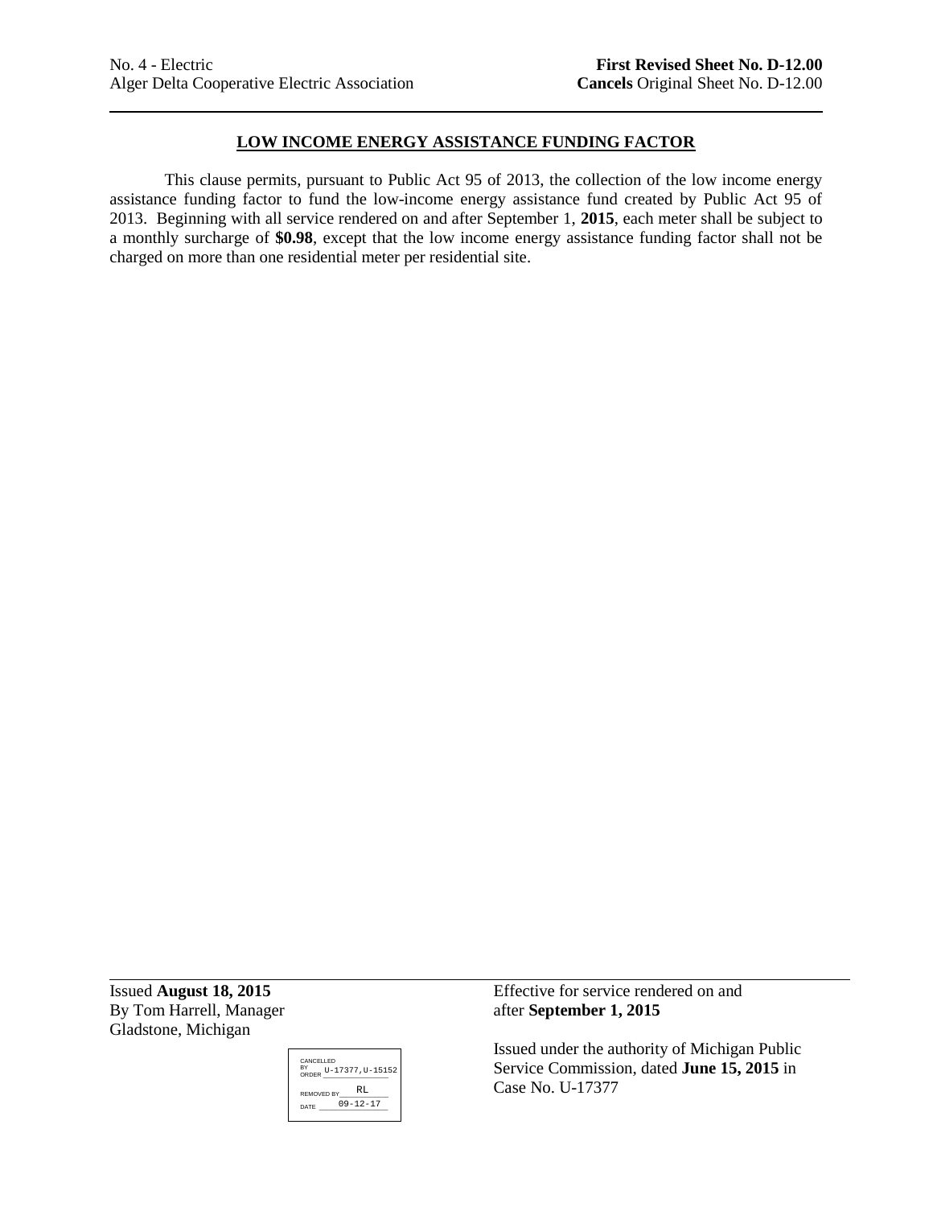No. 4 - Electric
Alger Delta Cooperative Electric Association

**First Revised Sheet No. D-12.00**
**Cancels** Original Sheet No. D-12.00

## LOW INCOME ENERGY ASSISTANCE FUNDING FACTOR

This clause permits, pursuant to Public Act 95 of 2013, the collection of the low income energy assistance funding factor to fund the low-income energy assistance fund created by Public Act 95 of 2013. Beginning with all service rendered on and after September 1, **2015**, each meter shall be subject to a monthly surcharge of **$0.98**, except that the low income energy assistance funding factor shall not be charged on more than one residential meter per residential site.

Issued **August 18, 2015**
By Tom Harrell, Manager
Gladstone, Michigan

CANCELLED
BY ORDER U-17377,U-15152
REMOVED BY RL
DATE 09-12-17

Effective for service rendered on and after **September 1, 2015**

Issued under the authority of Michigan Public Service Commission, dated **June 15, 2015** in Case No. U-17377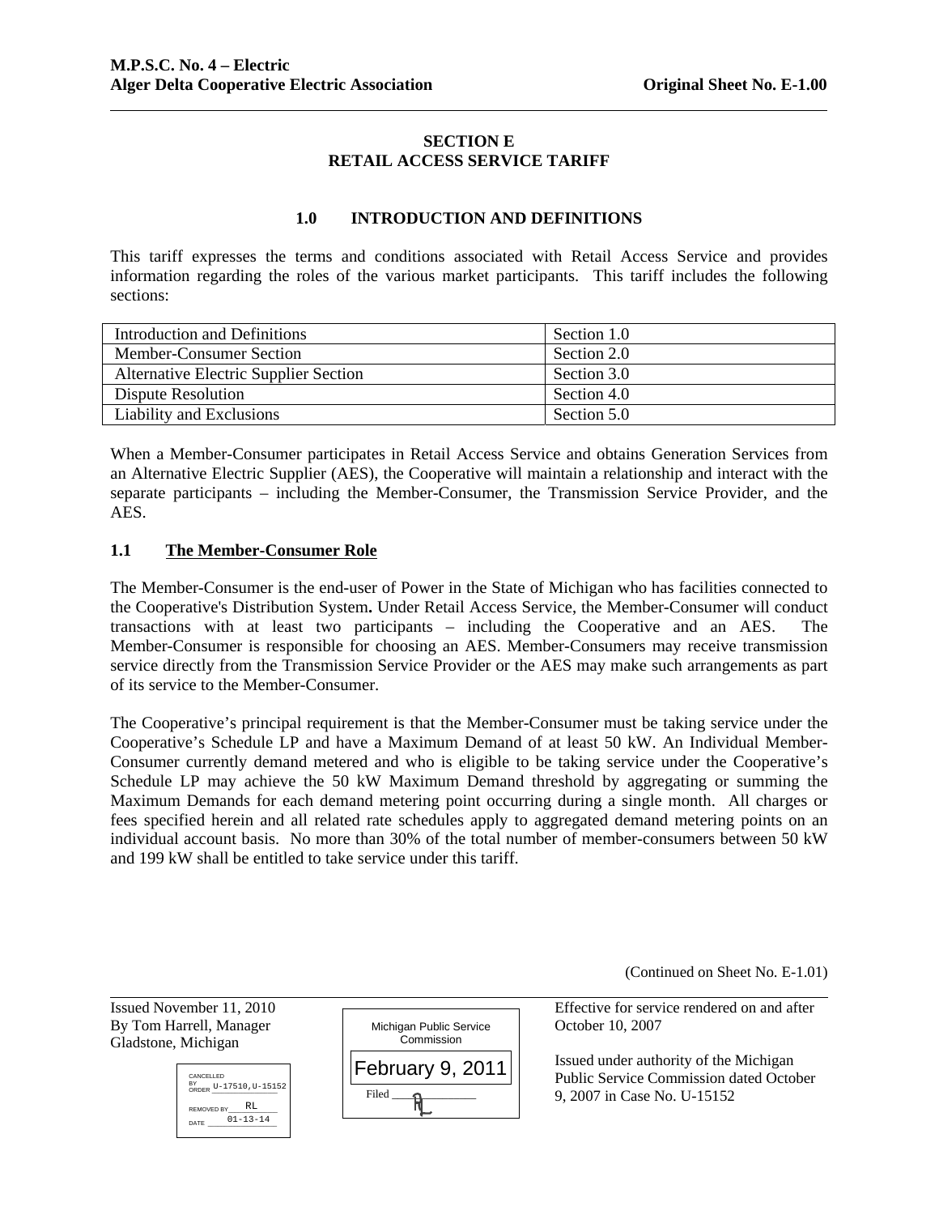M.P.S.C. No. 4 – Electric
Alger Delta Cooperative Electric Association — Original Sheet No. E-1.00

## SECTION E
## RETAIL ACCESS SERVICE TARIFF

### 1.0 INTRODUCTION AND DEFINITIONS

This tariff expresses the terms and conditions associated with Retail Access Service and provides information regarding the roles of the various market participants. This tariff includes the following sections:

| | |
|---|---|
| Introduction and Definitions | Section 1.0 |
| Member-Consumer Section | Section 2.0 |
| Alternative Electric Supplier Section | Section 3.0 |
| Dispute Resolution | Section 4.0 |
| Liability and Exclusions | Section 5.0 |

When a Member-Consumer participates in Retail Access Service and obtains Generation Services from an Alternative Electric Supplier (AES), the Cooperative will maintain a relationship and interact with the separate participants – including the Member-Consumer, the Transmission Service Provider, and the AES.

### 1.1 The Member-Consumer Role

The Member-Consumer is the end-user of Power in the State of Michigan who has facilities connected to the Cooperative's Distribution System**.** Under Retail Access Service, the Member-Consumer will conduct transactions with at least two participants – including the Cooperative and an AES. The Member-Consumer is responsible for choosing an AES. Member-Consumers may receive transmission service directly from the Transmission Service Provider or the AES may make such arrangements as part of its service to the Member-Consumer.

The Cooperative's principal requirement is that the Member-Consumer must be taking service under the Cooperative's Schedule LP and have a Maximum Demand of at least 50 kW. An Individual Member-Consumer currently demand metered and who is eligible to be taking service under the Cooperative's Schedule LP may achieve the 50 kW Maximum Demand threshold by aggregating or summing the Maximum Demands for each demand metering point occurring during a single month. All charges or fees specified herein and all related rate schedules apply to aggregated demand metering points on an individual account basis. No more than 30% of the total number of member-consumers between 50 kW and 199 kW shall be entitled to take service under this tariff.

(Continued on Sheet No. E-1.01)

Issued November 11, 2010
By Tom Harrell, Manager
Gladstone, Michigan

CANCELLED BY ORDER U-17510,U-15152
REMOVED BY RL
DATE 01-13-14

Michigan Public Service Commission
February 9, 2011
Filed RL

Effective for service rendered on and after October 10, 2007

Issued under authority of the Michigan Public Service Commission dated October 9, 2007 in Case No. U-15152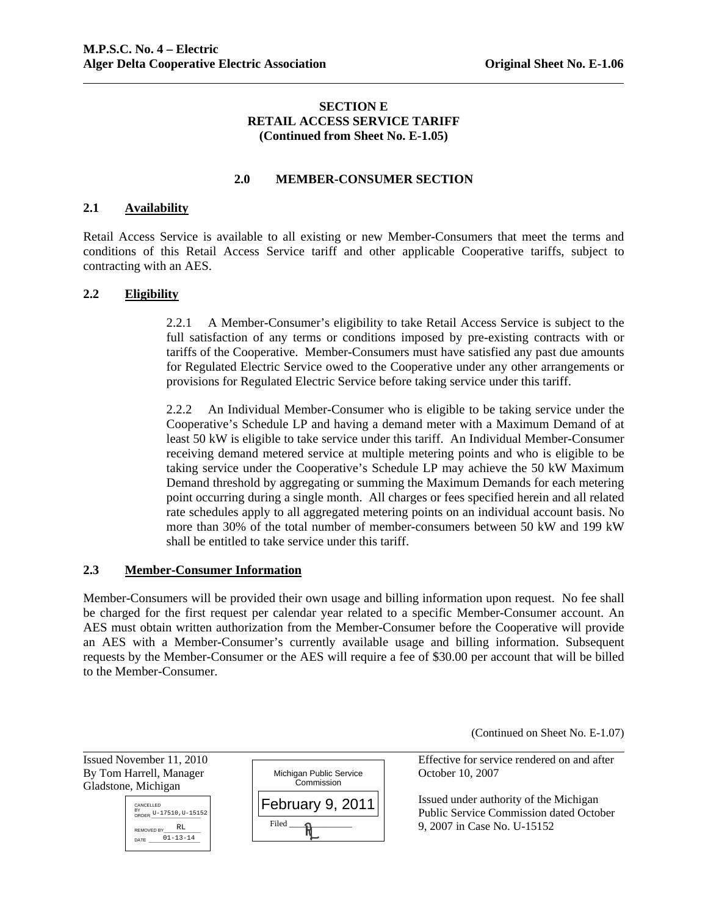**M.P.S.C. No. 4 – Electric**
**Alger Delta Cooperative Electric Association** **Original Sheet No. E-1.06**

**SECTION E**
**RETAIL ACCESS SERVICE TARIFF**
**(Continued from Sheet No. E-1.05)**

**2.0 MEMBER-CONSUMER SECTION**

**2.1 Availability**

Retail Access Service is available to all existing or new Member-Consumers that meet the terms and conditions of this Retail Access Service tariff and other applicable Cooperative tariffs, subject to contracting with an AES.

**2.2 Eligibility**

2.2.1 A Member-Consumer's eligibility to take Retail Access Service is subject to the full satisfaction of any terms or conditions imposed by pre-existing contracts with or tariffs of the Cooperative. Member-Consumers must have satisfied any past due amounts for Regulated Electric Service owed to the Cooperative under any other arrangements or provisions for Regulated Electric Service before taking service under this tariff.

2.2.2 An Individual Member-Consumer who is eligible to be taking service under the Cooperative's Schedule LP and having a demand meter with a Maximum Demand of at least 50 kW is eligible to take service under this tariff. An Individual Member-Consumer receiving demand metered service at multiple metering points and who is eligible to be taking service under the Cooperative's Schedule LP may achieve the 50 kW Maximum Demand threshold by aggregating or summing the Maximum Demands for each metering point occurring during a single month. All charges or fees specified herein and all related rate schedules apply to all aggregated metering points on an individual account basis. No more than 30% of the total number of member-consumers between 50 kW and 199 kW shall be entitled to take service under this tariff.

**2.3 Member-Consumer Information**

Member-Consumers will be provided their own usage and billing information upon request. No fee shall be charged for the first request per calendar year related to a specific Member-Consumer account. An AES must obtain written authorization from the Member-Consumer before the Cooperative will provide an AES with a Member-Consumer's currently available usage and billing information. Subsequent requests by the Member-Consumer or the AES will require a fee of $30.00 per account that will be billed to the Member-Consumer.

(Continued on Sheet No. E-1.07)

Issued November 11, 2010
By Tom Harrell, Manager
Gladstone, Michigan

CANCELLED BY ORDER U-17510,U-15152
REMOVED BY RL
DATE 01-13-14

Michigan Public Service Commission
February 9, 2011
Filed

Effective for service rendered on and after October 10, 2007

Issued under authority of the Michigan Public Service Commission dated October 9, 2007 in Case No. U-15152